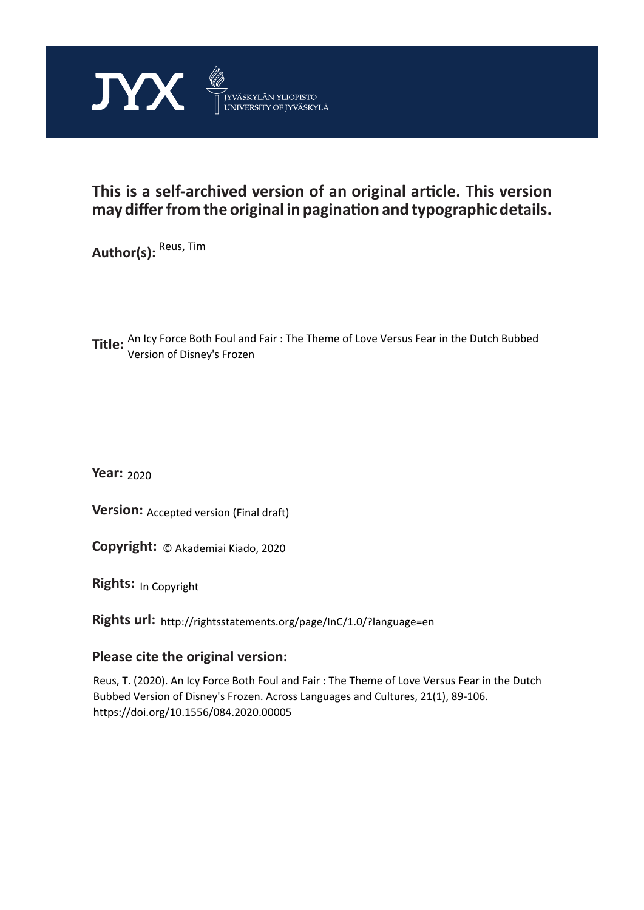JYX JYVÄSKYLÄN YLIOPISTO UNIVERSITY OF JYVÄSKYLÄ

**This is a self-archived version of an original article. This version may differ from the original in pagination and typographic details.**

**Author(s):** Reus, Tim

**Title:** An Icy Force Both Foul and Fair : The Theme of Love Versus Fear in the Dutch Bubbed Version of Disney's Frozen

**Year:** 2020

**Version:** Accepted version (Final draft)

**Copyright:** © Akademiai Kiado, 2020

**Rights:** In Copyright

**Rights url:** http://rightsstatements.org/page/InC/1.0/?language=en

## Please cite the original version:

Reus, T. (2020). An Icy Force Both Foul and Fair : The Theme of Love Versus Fear in the Dutch Bubbed Version of Disney's Frozen. Across Languages and Cultures, 21(1), 89-106. https://doi.org/10.1556/084.2020.00005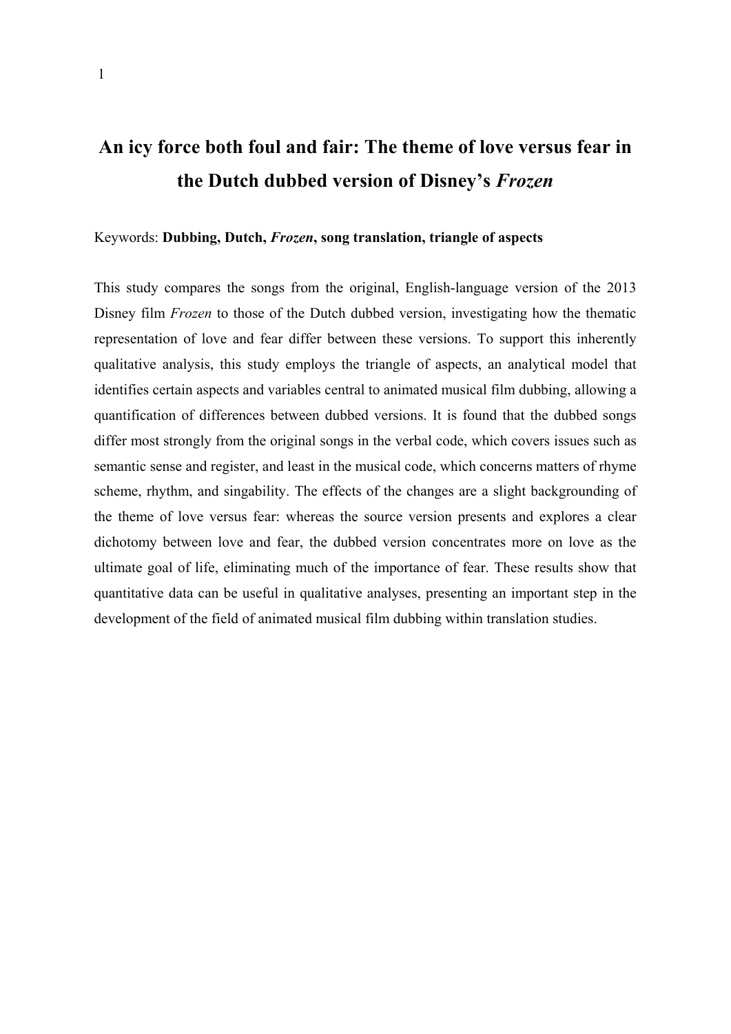# An icy force both foul and fair: The theme of love versus fear in the Dutch dubbed version of Disney's *Frozen*

Keywords: **Dubbing, Dutch, *Frozen*, song translation, triangle of aspects**

This study compares the songs from the original, English-language version of the 2013 Disney film *Frozen* to those of the Dutch dubbed version, investigating how the thematic representation of love and fear differ between these versions. To support this inherently qualitative analysis, this study employs the triangle of aspects, an analytical model that identifies certain aspects and variables central to animated musical film dubbing, allowing a quantification of differences between dubbed versions. It is found that the dubbed songs differ most strongly from the original songs in the verbal code, which covers issues such as semantic sense and register, and least in the musical code, which concerns matters of rhyme scheme, rhythm, and singability. The effects of the changes are a slight backgrounding of the theme of love versus fear: whereas the source version presents and explores a clear dichotomy between love and fear, the dubbed version concentrates more on love as the ultimate goal of life, eliminating much of the importance of fear. These results show that quantitative data can be useful in qualitative analyses, presenting an important step in the development of the field of animated musical film dubbing within translation studies.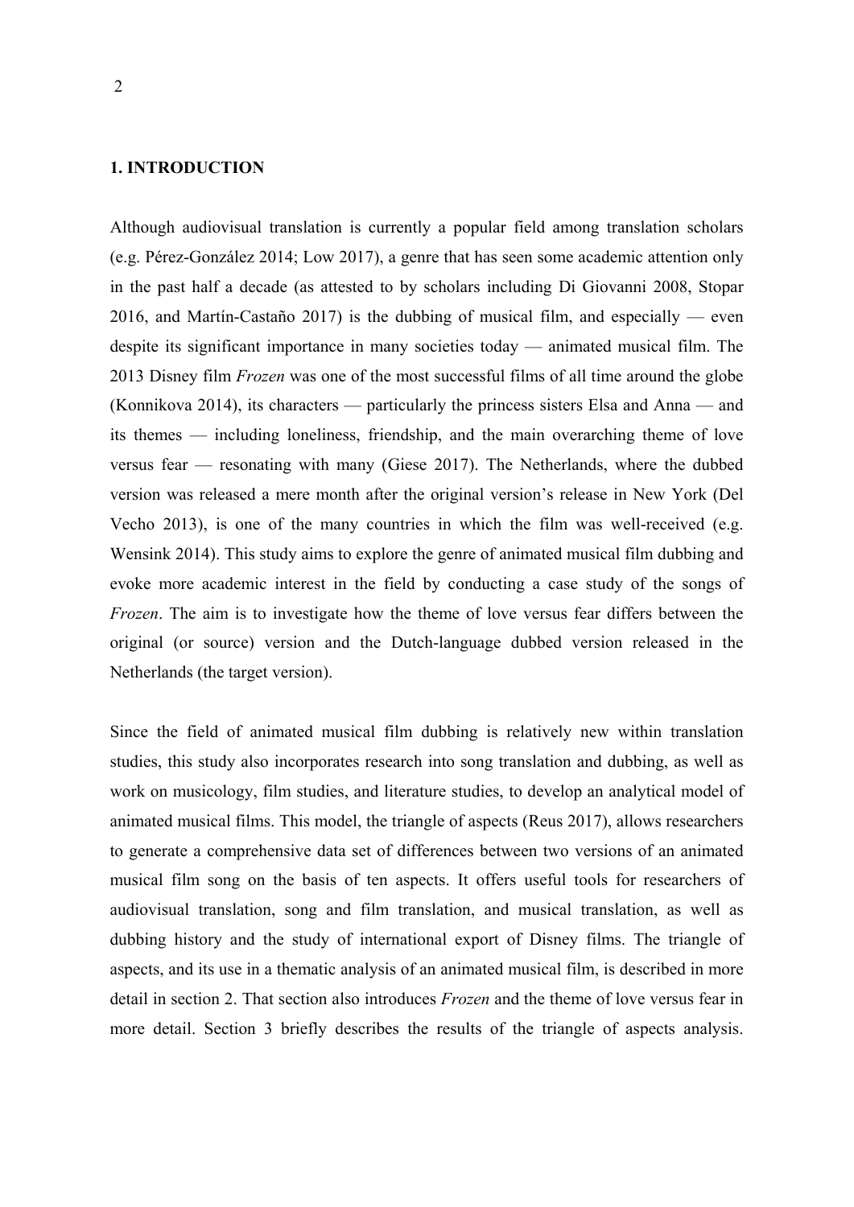## 1. INTRODUCTION

Although audiovisual translation is currently a popular field among translation scholars (e.g. Pérez-González 2014; Low 2017), a genre that has seen some academic attention only in the past half a decade (as attested to by scholars including Di Giovanni 2008, Stopar 2016, and Martín-Castaño 2017) is the dubbing of musical film, and especially — even despite its significant importance in many societies today — animated musical film. The 2013 Disney film *Frozen* was one of the most successful films of all time around the globe (Konnikova 2014), its characters — particularly the princess sisters Elsa and Anna — and its themes — including loneliness, friendship, and the main overarching theme of love versus fear — resonating with many (Giese 2017). The Netherlands, where the dubbed version was released a mere month after the original version's release in New York (Del Vecho 2013), is one of the many countries in which the film was well-received (e.g. Wensink 2014). This study aims to explore the genre of animated musical film dubbing and evoke more academic interest in the field by conducting a case study of the songs of *Frozen*. The aim is to investigate how the theme of love versus fear differs between the original (or source) version and the Dutch-language dubbed version released in the Netherlands (the target version).

Since the field of animated musical film dubbing is relatively new within translation studies, this study also incorporates research into song translation and dubbing, as well as work on musicology, film studies, and literature studies, to develop an analytical model of animated musical films. This model, the triangle of aspects (Reus 2017), allows researchers to generate a comprehensive data set of differences between two versions of an animated musical film song on the basis of ten aspects. It offers useful tools for researchers of audiovisual translation, song and film translation, and musical translation, as well as dubbing history and the study of international export of Disney films. The triangle of aspects, and its use in a thematic analysis of an animated musical film, is described in more detail in section 2. That section also introduces *Frozen* and the theme of love versus fear in more detail. Section 3 briefly describes the results of the triangle of aspects analysis.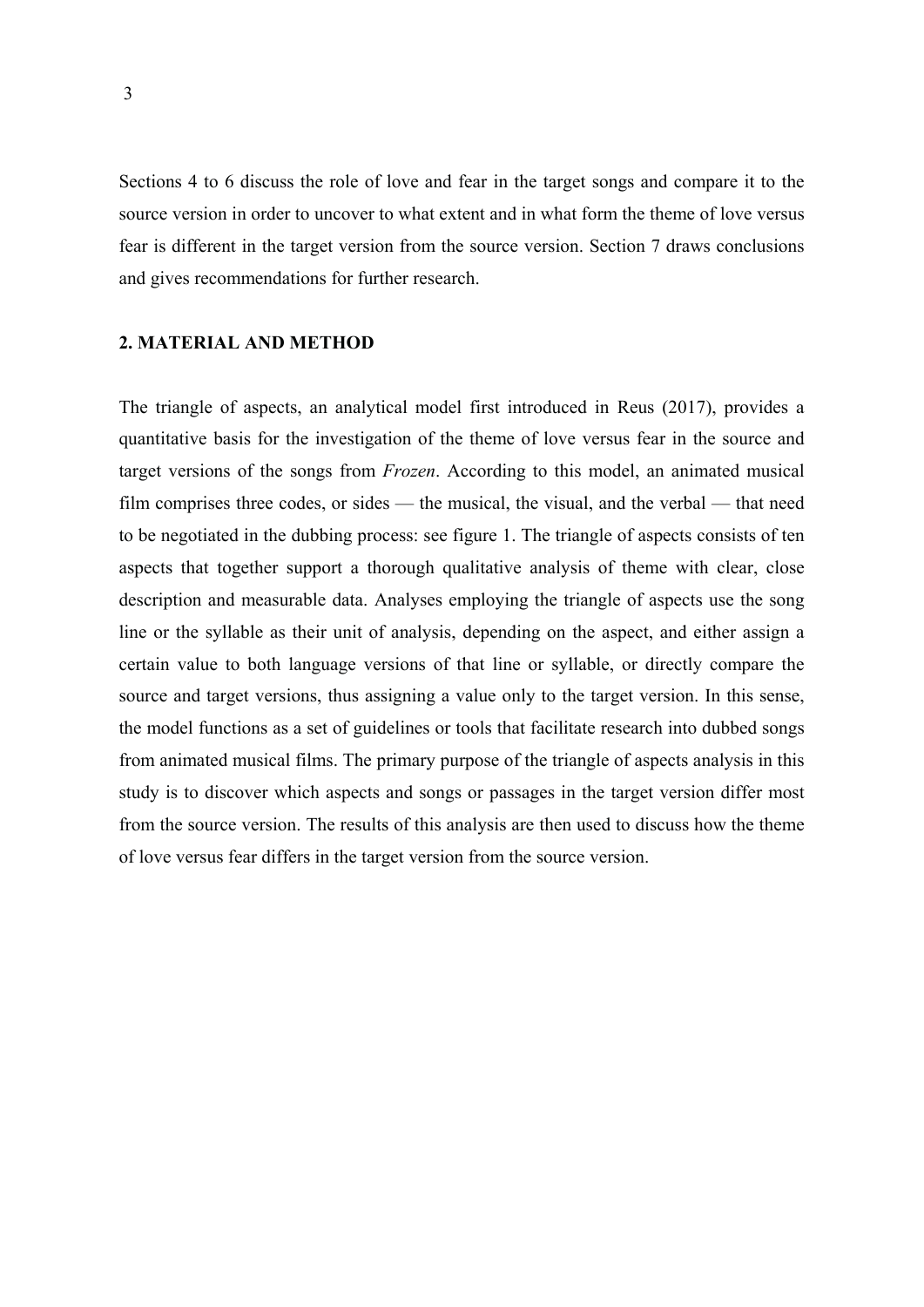Sections 4 to 6 discuss the role of love and fear in the target songs and compare it to the source version in order to uncover to what extent and in what form the theme of love versus fear is different in the target version from the source version. Section 7 draws conclusions and gives recommendations for further research.

## 2. MATERIAL AND METHOD

The triangle of aspects, an analytical model first introduced in Reus (2017), provides a quantitative basis for the investigation of the theme of love versus fear in the source and target versions of the songs from *Frozen*. According to this model, an animated musical film comprises three codes, or sides — the musical, the visual, and the verbal — that need to be negotiated in the dubbing process: see figure 1. The triangle of aspects consists of ten aspects that together support a thorough qualitative analysis of theme with clear, close description and measurable data. Analyses employing the triangle of aspects use the song line or the syllable as their unit of analysis, depending on the aspect, and either assign a certain value to both language versions of that line or syllable, or directly compare the source and target versions, thus assigning a value only to the target version. In this sense, the model functions as a set of guidelines or tools that facilitate research into dubbed songs from animated musical films. The primary purpose of the triangle of aspects analysis in this study is to discover which aspects and songs or passages in the target version differ most from the source version. The results of this analysis are then used to discuss how the theme of love versus fear differs in the target version from the source version.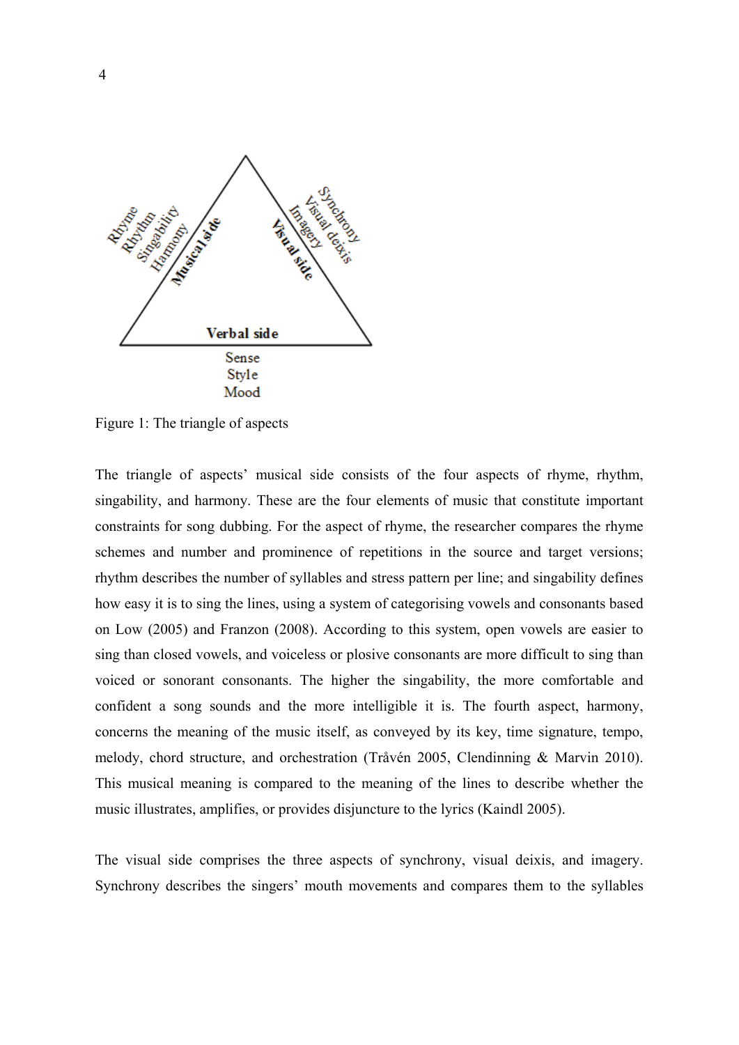Figure 1: The triangle of aspects

The triangle of aspects' musical side consists of the four aspects of rhyme, rhythm, singability, and harmony. These are the four elements of music that constitute important constraints for song dubbing. For the aspect of rhyme, the researcher compares the rhyme schemes and number and prominence of repetitions in the source and target versions; rhythm describes the number of syllables and stress pattern per line; and singability defines how easy it is to sing the lines, using a system of categorising vowels and consonants based on Low (2005) and Franzon (2008). According to this system, open vowels are easier to sing than closed vowels, and voiceless or plosive consonants are more difficult to sing than voiced or sonorant consonants. The higher the singability, the more comfortable and confident a song sounds and the more intelligible it is. The fourth aspect, harmony, concerns the meaning of the music itself, as conveyed by its key, time signature, tempo, melody, chord structure, and orchestration (Tråvén 2005, Clendinning & Marvin 2010). This musical meaning is compared to the meaning of the lines to describe whether the music illustrates, amplifies, or provides disjuncture to the lyrics (Kaindl 2005).

The visual side comprises the three aspects of synchrony, visual deixis, and imagery. Synchrony describes the singers' mouth movements and compares them to the syllables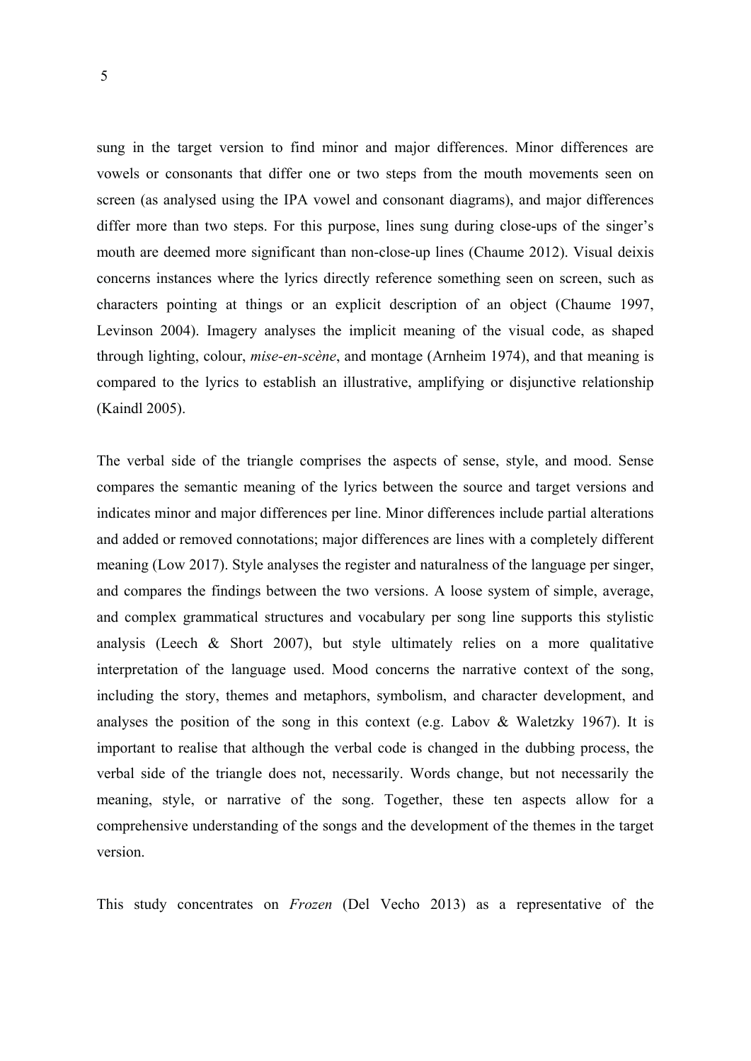sung in the target version to find minor and major differences. Minor differences are vowels or consonants that differ one or two steps from the mouth movements seen on screen (as analysed using the IPA vowel and consonant diagrams), and major differences differ more than two steps. For this purpose, lines sung during close-ups of the singer's mouth are deemed more significant than non-close-up lines (Chaume 2012). Visual deixis concerns instances where the lyrics directly reference something seen on screen, such as characters pointing at things or an explicit description of an object (Chaume 1997, Levinson 2004). Imagery analyses the implicit meaning of the visual code, as shaped through lighting, colour, *mise-en-scène*, and montage (Arnheim 1974), and that meaning is compared to the lyrics to establish an illustrative, amplifying or disjunctive relationship (Kaindl 2005).

The verbal side of the triangle comprises the aspects of sense, style, and mood. Sense compares the semantic meaning of the lyrics between the source and target versions and indicates minor and major differences per line. Minor differences include partial alterations and added or removed connotations; major differences are lines with a completely different meaning (Low 2017). Style analyses the register and naturalness of the language per singer, and compares the findings between the two versions. A loose system of simple, average, and complex grammatical structures and vocabulary per song line supports this stylistic analysis (Leech & Short 2007), but style ultimately relies on a more qualitative interpretation of the language used. Mood concerns the narrative context of the song, including the story, themes and metaphors, symbolism, and character development, and analyses the position of the song in this context (e.g. Labov & Waletzky 1967). It is important to realise that although the verbal code is changed in the dubbing process, the verbal side of the triangle does not, necessarily. Words change, but not necessarily the meaning, style, or narrative of the song. Together, these ten aspects allow for a comprehensive understanding of the songs and the development of the themes in the target version.

This study concentrates on *Frozen* (Del Vecho 2013) as a representative of the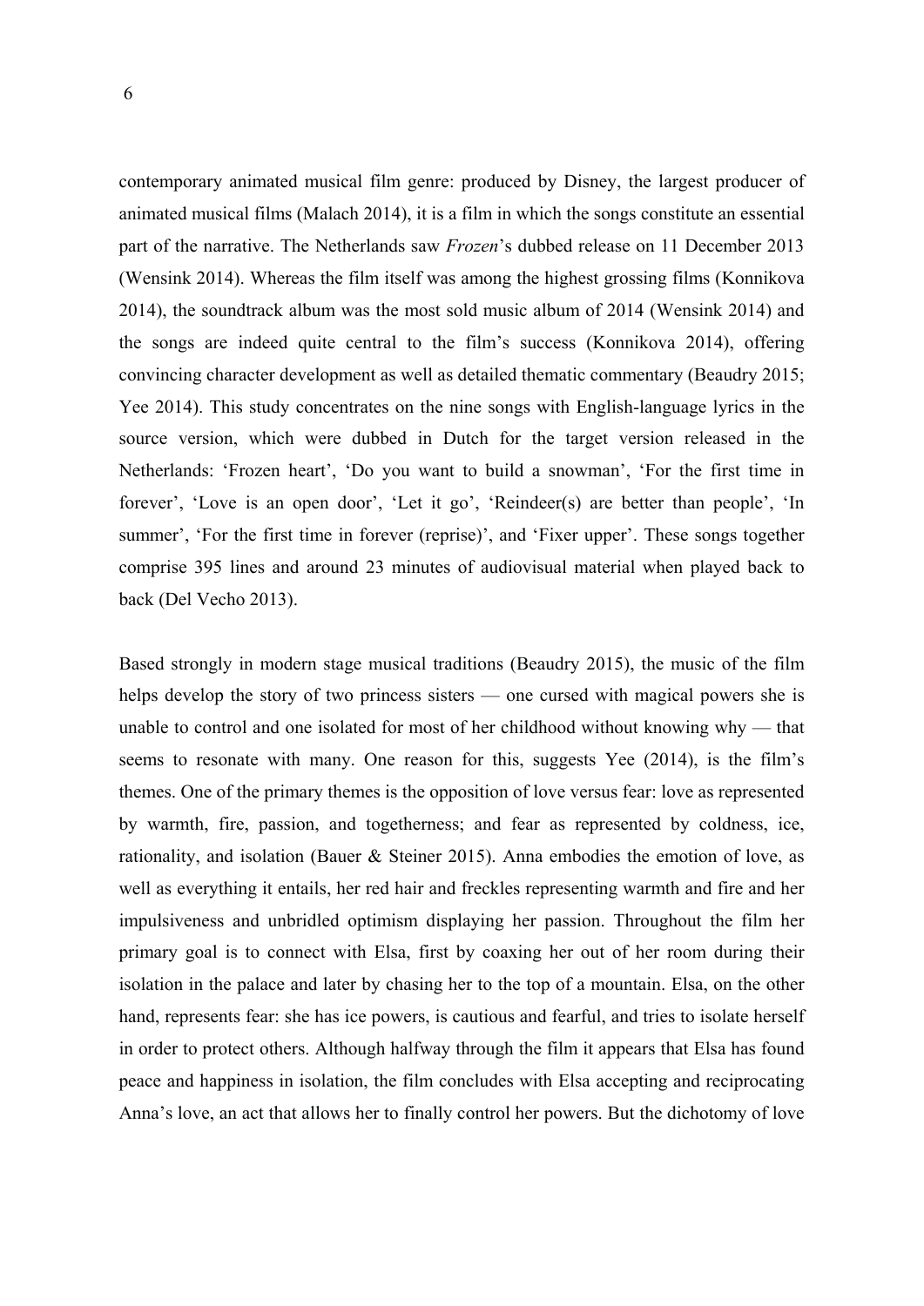contemporary animated musical film genre: produced by Disney, the largest producer of animated musical films (Malach 2014), it is a film in which the songs constitute an essential part of the narrative. The Netherlands saw *Frozen*'s dubbed release on 11 December 2013 (Wensink 2014). Whereas the film itself was among the highest grossing films (Konnikova 2014), the soundtrack album was the most sold music album of 2014 (Wensink 2014) and the songs are indeed quite central to the film's success (Konnikova 2014), offering convincing character development as well as detailed thematic commentary (Beaudry 2015; Yee 2014). This study concentrates on the nine songs with English-language lyrics in the source version, which were dubbed in Dutch for the target version released in the Netherlands: 'Frozen heart', 'Do you want to build a snowman', 'For the first time in forever', 'Love is an open door', 'Let it go', 'Reindeer(s) are better than people', 'In summer', 'For the first time in forever (reprise)', and 'Fixer upper'. These songs together comprise 395 lines and around 23 minutes of audiovisual material when played back to back (Del Vecho 2013).

Based strongly in modern stage musical traditions (Beaudry 2015), the music of the film helps develop the story of two princess sisters — one cursed with magical powers she is unable to control and one isolated for most of her childhood without knowing why — that seems to resonate with many. One reason for this, suggests Yee (2014), is the film's themes. One of the primary themes is the opposition of love versus fear: love as represented by warmth, fire, passion, and togetherness; and fear as represented by coldness, ice, rationality, and isolation (Bauer & Steiner 2015). Anna embodies the emotion of love, as well as everything it entails, her red hair and freckles representing warmth and fire and her impulsiveness and unbridled optimism displaying her passion. Throughout the film her primary goal is to connect with Elsa, first by coaxing her out of her room during their isolation in the palace and later by chasing her to the top of a mountain. Elsa, on the other hand, represents fear: she has ice powers, is cautious and fearful, and tries to isolate herself in order to protect others. Although halfway through the film it appears that Elsa has found peace and happiness in isolation, the film concludes with Elsa accepting and reciprocating Anna's love, an act that allows her to finally control her powers. But the dichotomy of love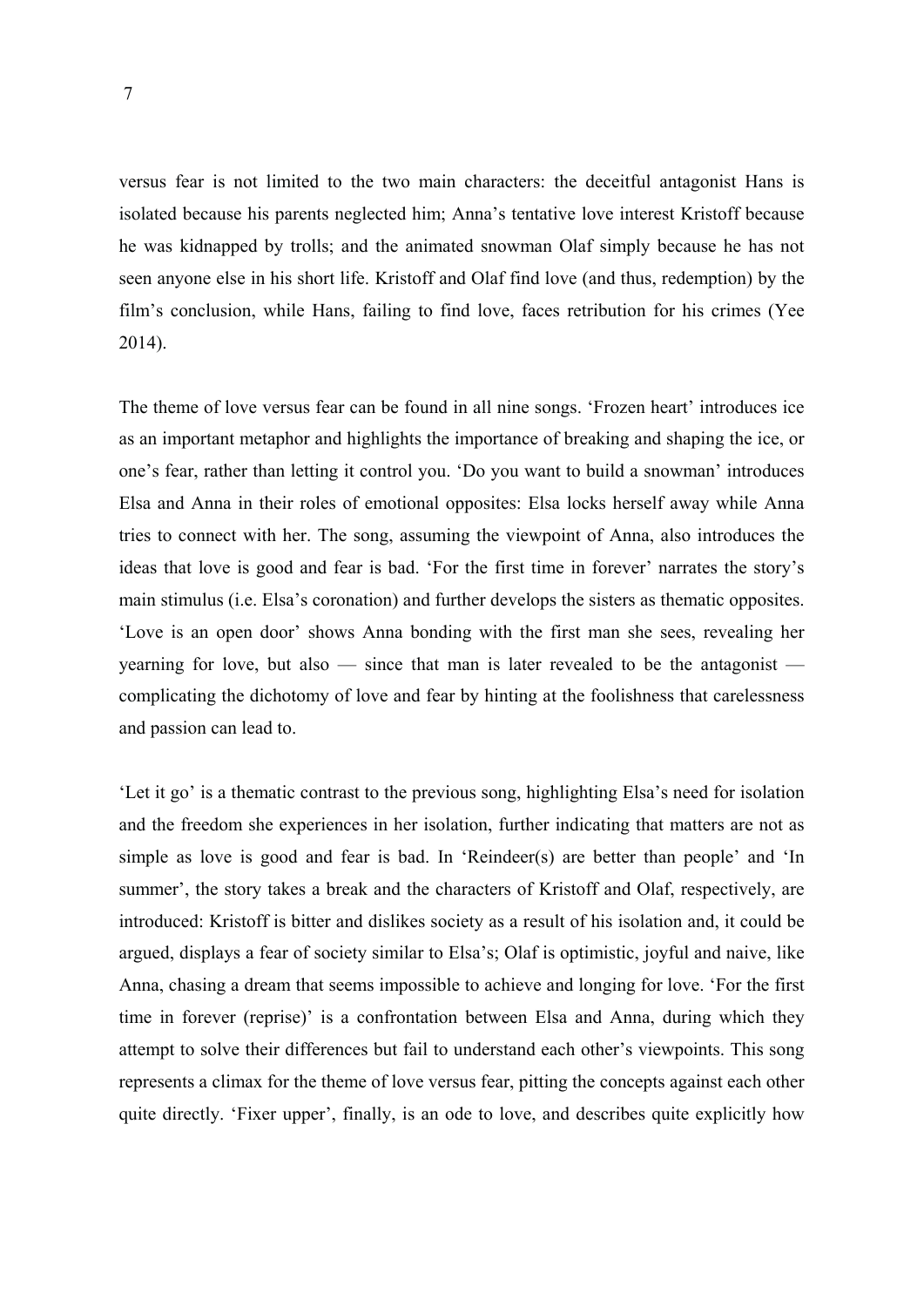versus fear is not limited to the two main characters: the deceitful antagonist Hans is isolated because his parents neglected him; Anna's tentative love interest Kristoff because he was kidnapped by trolls; and the animated snowman Olaf simply because he has not seen anyone else in his short life. Kristoff and Olaf find love (and thus, redemption) by the film's conclusion, while Hans, failing to find love, faces retribution for his crimes (Yee 2014).

The theme of love versus fear can be found in all nine songs. 'Frozen heart' introduces ice as an important metaphor and highlights the importance of breaking and shaping the ice, or one's fear, rather than letting it control you. 'Do you want to build a snowman' introduces Elsa and Anna in their roles of emotional opposites: Elsa locks herself away while Anna tries to connect with her. The song, assuming the viewpoint of Anna, also introduces the ideas that love is good and fear is bad. 'For the first time in forever' narrates the story's main stimulus (i.e. Elsa's coronation) and further develops the sisters as thematic opposites. 'Love is an open door' shows Anna bonding with the first man she sees, revealing her yearning for love, but also — since that man is later revealed to be the antagonist — complicating the dichotomy of love and fear by hinting at the foolishness that carelessness and passion can lead to.

'Let it go' is a thematic contrast to the previous song, highlighting Elsa's need for isolation and the freedom she experiences in her isolation, further indicating that matters are not as simple as love is good and fear is bad. In 'Reindeer(s) are better than people' and 'In summer', the story takes a break and the characters of Kristoff and Olaf, respectively, are introduced: Kristoff is bitter and dislikes society as a result of his isolation and, it could be argued, displays a fear of society similar to Elsa's; Olaf is optimistic, joyful and naive, like Anna, chasing a dream that seems impossible to achieve and longing for love. 'For the first time in forever (reprise)' is a confrontation between Elsa and Anna, during which they attempt to solve their differences but fail to understand each other's viewpoints. This song represents a climax for the theme of love versus fear, pitting the concepts against each other quite directly. 'Fixer upper', finally, is an ode to love, and describes quite explicitly how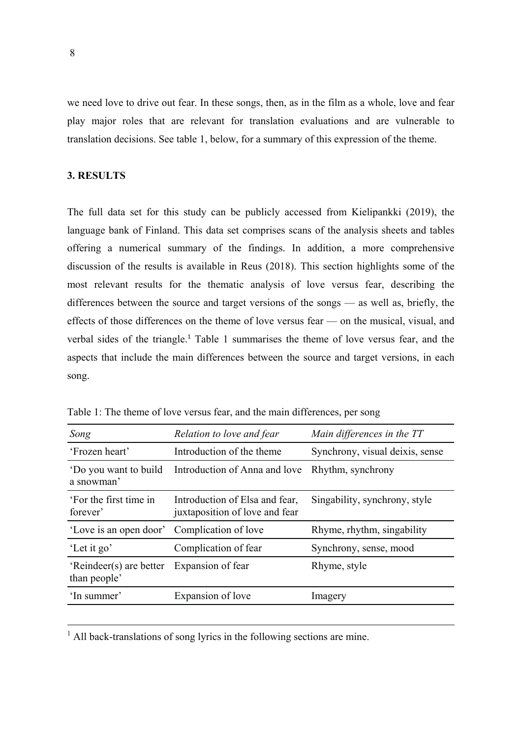we need love to drive out fear. In these songs, then, as in the film as a whole, love and fear play major roles that are relevant for translation evaluations and are vulnerable to translation decisions. See table 1, below, for a summary of this expression of the theme.

## 3. RESULTS

The full data set for this study can be publicly accessed from Kielipankki (2019), the language bank of Finland. This data set comprises scans of the analysis sheets and tables offering a numerical summary of the findings. In addition, a more comprehensive discussion of the results is available in Reus (2018). This section highlights some of the most relevant results for the thematic analysis of love versus fear, describing the differences between the source and target versions of the songs — as well as, briefly, the effects of those differences on the theme of love versus fear — on the musical, visual, and verbal sides of the triangle.[1] Table 1 summarises the theme of love versus fear, and the aspects that include the main differences between the source and target versions, in each song.

Table 1: The theme of love versus fear, and the main differences, per song

| *Song* | *Relation to love and fear* | *Main differences in the TT* |
|---|---|---|
| 'Frozen heart' | Introduction of the theme | Synchrony, visual deixis, sense |
| 'Do you want to build a snowman' | Introduction of Anna and love | Rhythm, synchrony |
| 'For the first time in forever' | Introduction of Elsa and fear, juxtaposition of love and fear | Singability, synchrony, style |
| 'Love is an open door' | Complication of love | Rhyme, rhythm, singability |
| 'Let it go' | Complication of fear | Synchrony, sense, mood |
| 'Reindeer(s) are better than people' | Expansion of fear | Rhyme, style |
| 'In summer' | Expansion of love | Imagery |

[1] All back-translations of song lyrics in the following sections are mine.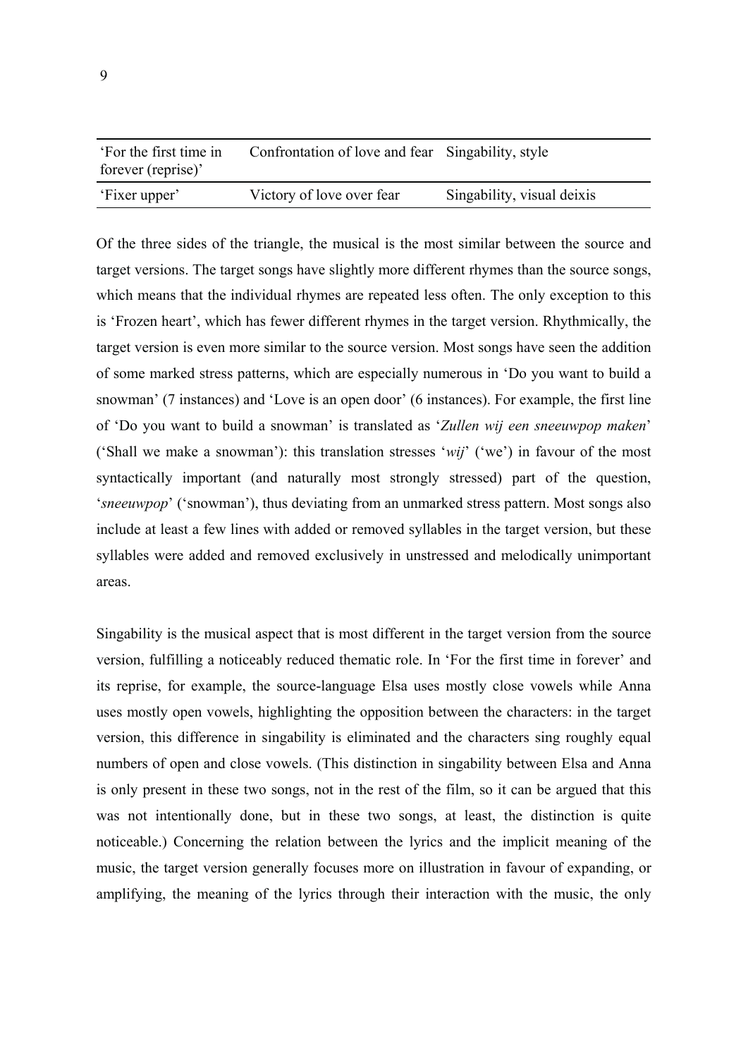| | | |
|---|---|---|
| 'For the first time in forever (reprise)' | Confrontation of love and fear | Singability, style |
| 'Fixer upper' | Victory of love over fear | Singability, visual deixis |

Of the three sides of the triangle, the musical is the most similar between the source and target versions. The target songs have slightly more different rhymes than the source songs, which means that the individual rhymes are repeated less often. The only exception to this is 'Frozen heart', which has fewer different rhymes in the target version. Rhythmically, the target version is even more similar to the source version. Most songs have seen the addition of some marked stress patterns, which are especially numerous in 'Do you want to build a snowman' (7 instances) and 'Love is an open door' (6 instances). For example, the first line of 'Do you want to build a snowman' is translated as '*Zullen wij een sneeuwpop maken*' ('Shall we make a snowman'): this translation stresses '*wij*' ('we') in favour of the most syntactically important (and naturally most strongly stressed) part of the question, '*sneeuwpop*' ('snowman'), thus deviating from an unmarked stress pattern. Most songs also include at least a few lines with added or removed syllables in the target version, but these syllables were added and removed exclusively in unstressed and melodically unimportant areas.

Singability is the musical aspect that is most different in the target version from the source version, fulfilling a noticeably reduced thematic role. In 'For the first time in forever' and its reprise, for example, the source-language Elsa uses mostly close vowels while Anna uses mostly open vowels, highlighting the opposition between the characters: in the target version, this difference in singability is eliminated and the characters sing roughly equal numbers of open and close vowels. (This distinction in singability between Elsa and Anna is only present in these two songs, not in the rest of the film, so it can be argued that this was not intentionally done, but in these two songs, at least, the distinction is quite noticeable.) Concerning the relation between the lyrics and the implicit meaning of the music, the target version generally focuses more on illustration in favour of expanding, or amplifying, the meaning of the lyrics through their interaction with the music, the only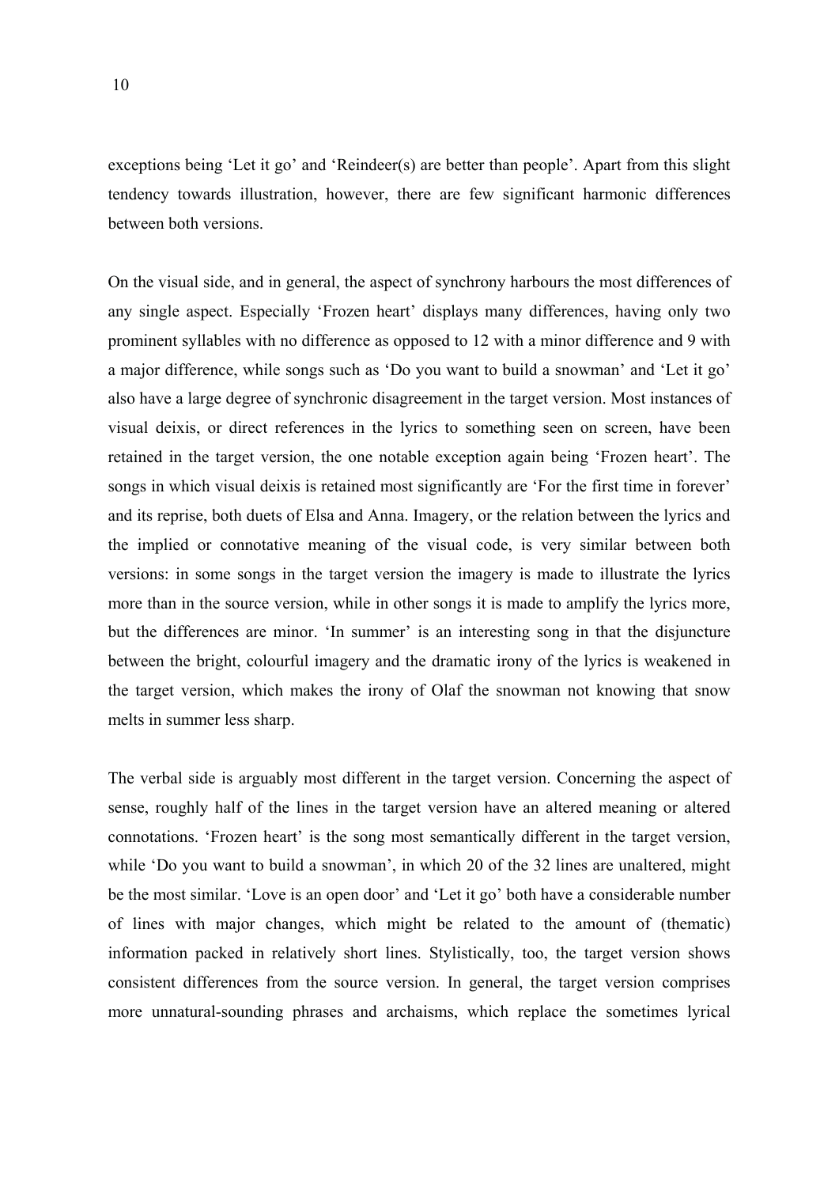exceptions being ‘Let it go’ and ‘Reindeer(s) are better than people’. Apart from this slight tendency towards illustration, however, there are few significant harmonic differences between both versions.

On the visual side, and in general, the aspect of synchrony harbours the most differences of any single aspect. Especially ‘Frozen heart’ displays many differences, having only two prominent syllables with no difference as opposed to 12 with a minor difference and 9 with a major difference, while songs such as ‘Do you want to build a snowman’ and ‘Let it go’ also have a large degree of synchronic disagreement in the target version. Most instances of visual deixis, or direct references in the lyrics to something seen on screen, have been retained in the target version, the one notable exception again being ‘Frozen heart’. The songs in which visual deixis is retained most significantly are ‘For the first time in forever’ and its reprise, both duets of Elsa and Anna. Imagery, or the relation between the lyrics and the implied or connotative meaning of the visual code, is very similar between both versions: in some songs in the target version the imagery is made to illustrate the lyrics more than in the source version, while in other songs it is made to amplify the lyrics more, but the differences are minor. ‘In summer’ is an interesting song in that the disjuncture between the bright, colourful imagery and the dramatic irony of the lyrics is weakened in the target version, which makes the irony of Olaf the snowman not knowing that snow melts in summer less sharp.

The verbal side is arguably most different in the target version. Concerning the aspect of sense, roughly half of the lines in the target version have an altered meaning or altered connotations. ‘Frozen heart’ is the song most semantically different in the target version, while ‘Do you want to build a snowman’, in which 20 of the 32 lines are unaltered, might be the most similar. ‘Love is an open door’ and ‘Let it go’ both have a considerable number of lines with major changes, which might be related to the amount of (thematic) information packed in relatively short lines. Stylistically, too, the target version shows consistent differences from the source version. In general, the target version comprises more unnatural-sounding phrases and archaisms, which replace the sometimes lyrical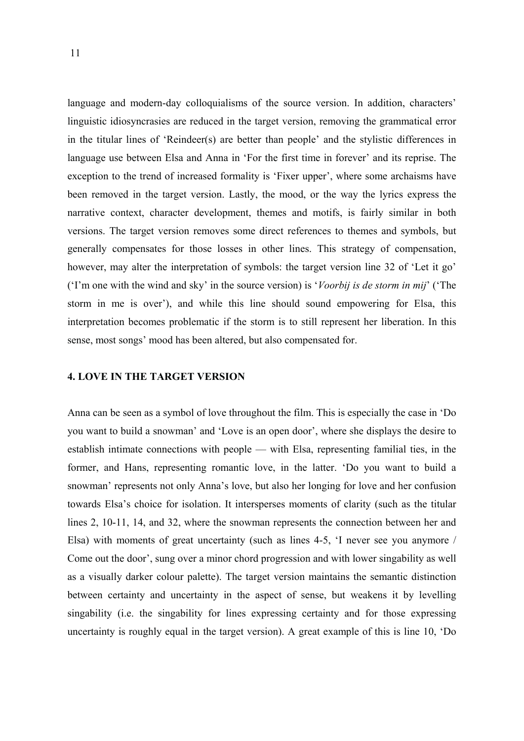language and modern-day colloquialisms of the source version. In addition, characters' linguistic idiosyncrasies are reduced in the target version, removing the grammatical error in the titular lines of 'Reindeer(s) are better than people' and the stylistic differences in language use between Elsa and Anna in 'For the first time in forever' and its reprise. The exception to the trend of increased formality is 'Fixer upper', where some archaisms have been removed in the target version. Lastly, the mood, or the way the lyrics express the narrative context, character development, themes and motifs, is fairly similar in both versions. The target version removes some direct references to themes and symbols, but generally compensates for those losses in other lines. This strategy of compensation, however, may alter the interpretation of symbols: the target version line 32 of 'Let it go' ('I'm one with the wind and sky' in the source version) is '*Voorbij is de storm in mij*' ('The storm in me is over'), and while this line should sound empowering for Elsa, this interpretation becomes problematic if the storm is to still represent her liberation. In this sense, most songs' mood has been altered, but also compensated for.

## 4. LOVE IN THE TARGET VERSION

Anna can be seen as a symbol of love throughout the film. This is especially the case in 'Do you want to build a snowman' and 'Love is an open door', where she displays the desire to establish intimate connections with people — with Elsa, representing familial ties, in the former, and Hans, representing romantic love, in the latter. 'Do you want to build a snowman' represents not only Anna's love, but also her longing for love and her confusion towards Elsa's choice for isolation. It intersperses moments of clarity (such as the titular lines 2, 10-11, 14, and 32, where the snowman represents the connection between her and Elsa) with moments of great uncertainty (such as lines 4-5, 'I never see you anymore / Come out the door', sung over a minor chord progression and with lower singability as well as a visually darker colour palette). The target version maintains the semantic distinction between certainty and uncertainty in the aspect of sense, but weakens it by levelling singability (i.e. the singability for lines expressing certainty and for those expressing uncertainty is roughly equal in the target version). A great example of this is line 10, 'Do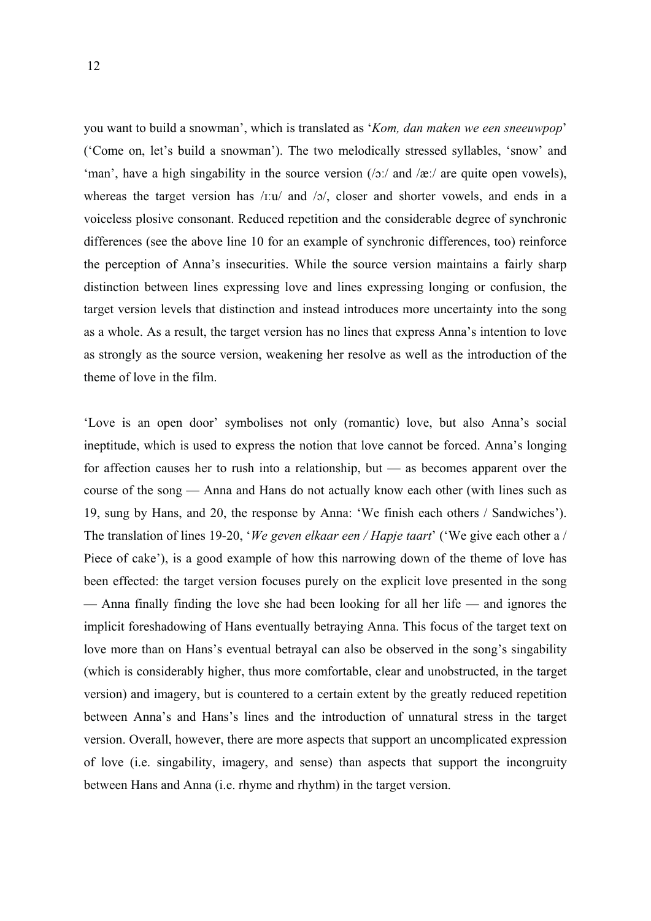you want to build a snowman', which is translated as '*Kom, dan maken we een sneeuwpop*' ('Come on, let's build a snowman'). The two melodically stressed syllables, 'snow' and 'man', have a high singability in the source version (/ɔː/ and /æː/ are quite open vowels), whereas the target version has /ɪːu/ and /ɔ/, closer and shorter vowels, and ends in a voiceless plosive consonant. Reduced repetition and the considerable degree of synchronic differences (see the above line 10 for an example of synchronic differences, too) reinforce the perception of Anna's insecurities. While the source version maintains a fairly sharp distinction between lines expressing love and lines expressing longing or confusion, the target version levels that distinction and instead introduces more uncertainty into the song as a whole. As a result, the target version has no lines that express Anna's intention to love as strongly as the source version, weakening her resolve as well as the introduction of the theme of love in the film.

'Love is an open door' symbolises not only (romantic) love, but also Anna's social ineptitude, which is used to express the notion that love cannot be forced. Anna's longing for affection causes her to rush into a relationship, but — as becomes apparent over the course of the song — Anna and Hans do not actually know each other (with lines such as 19, sung by Hans, and 20, the response by Anna: 'We finish each others / Sandwiches'). The translation of lines 19-20, '*We geven elkaar een / Hapje taart*' ('We give each other a / Piece of cake'), is a good example of how this narrowing down of the theme of love has been effected: the target version focuses purely on the explicit love presented in the song — Anna finally finding the love she had been looking for all her life — and ignores the implicit foreshadowing of Hans eventually betraying Anna. This focus of the target text on love more than on Hans's eventual betrayal can also be observed in the song's singability (which is considerably higher, thus more comfortable, clear and unobstructed, in the target version) and imagery, but is countered to a certain extent by the greatly reduced repetition between Anna's and Hans's lines and the introduction of unnatural stress in the target version. Overall, however, there are more aspects that support an uncomplicated expression of love (i.e. singability, imagery, and sense) than aspects that support the incongruity between Hans and Anna (i.e. rhyme and rhythm) in the target version.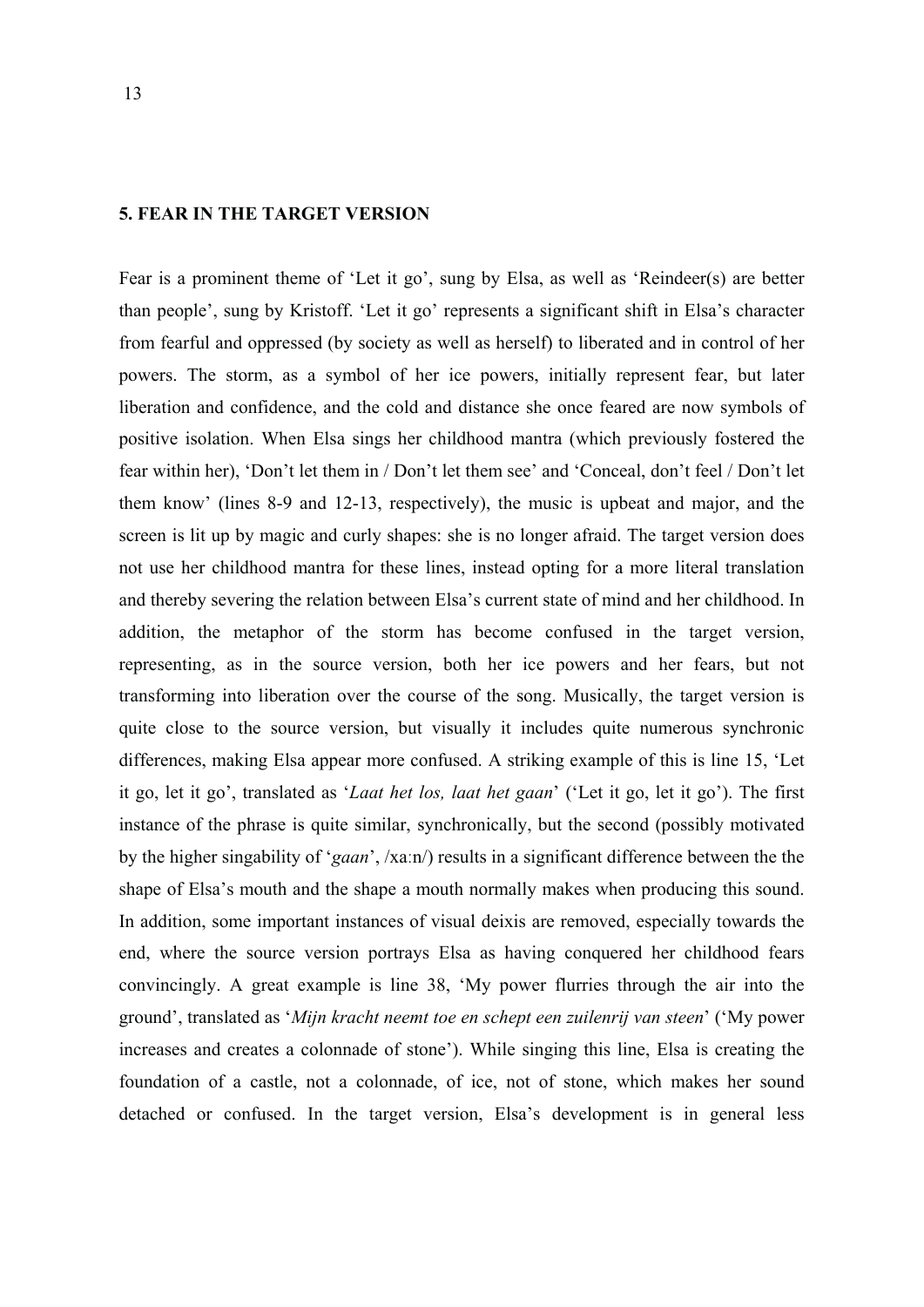## 5. FEAR IN THE TARGET VERSION

Fear is a prominent theme of 'Let it go', sung by Elsa, as well as 'Reindeer(s) are better than people', sung by Kristoff. 'Let it go' represents a significant shift in Elsa's character from fearful and oppressed (by society as well as herself) to liberated and in control of her powers. The storm, as a symbol of her ice powers, initially represent fear, but later liberation and confidence, and the cold and distance she once feared are now symbols of positive isolation. When Elsa sings her childhood mantra (which previously fostered the fear within her), 'Don't let them in / Don't let them see' and 'Conceal, don't feel / Don't let them know' (lines 8-9 and 12-13, respectively), the music is upbeat and major, and the screen is lit up by magic and curly shapes: she is no longer afraid. The target version does not use her childhood mantra for these lines, instead opting for a more literal translation and thereby severing the relation between Elsa's current state of mind and her childhood. In addition, the metaphor of the storm has become confused in the target version, representing, as in the source version, both her ice powers and her fears, but not transforming into liberation over the course of the song. Musically, the target version is quite close to the source version, but visually it includes quite numerous synchronic differences, making Elsa appear more confused. A striking example of this is line 15, 'Let it go, let it go', translated as '*Laat het los, laat het gaan*' ('Let it go, let it go'). The first instance of the phrase is quite similar, synchronically, but the second (possibly motivated by the higher singability of '*gaan*', /xaːn/) results in a significant difference between the the shape of Elsa's mouth and the shape a mouth normally makes when producing this sound. In addition, some important instances of visual deixis are removed, especially towards the end, where the source version portrays Elsa as having conquered her childhood fears convincingly. A great example is line 38, 'My power flurries through the air into the ground', translated as '*Mijn kracht neemt toe en schept een zuilenrij van steen*' ('My power increases and creates a colonnade of stone'). While singing this line, Elsa is creating the foundation of a castle, not a colonnade, of ice, not of stone, which makes her sound detached or confused. In the target version, Elsa's development is in general less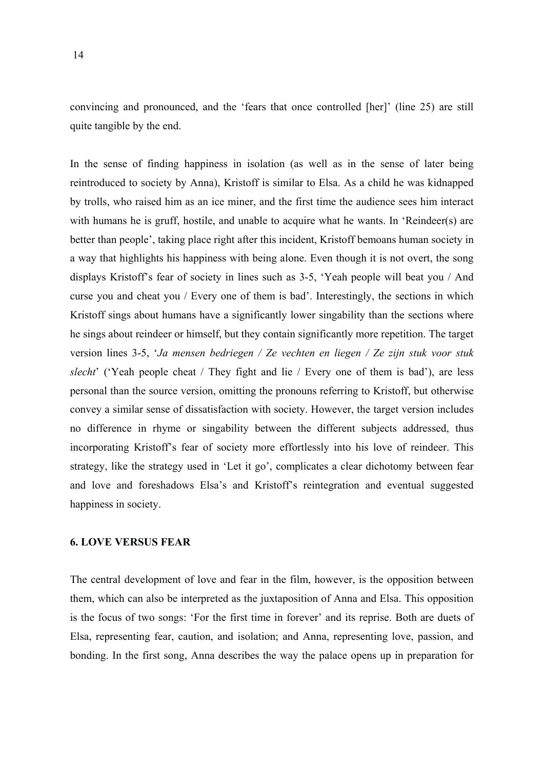convincing and pronounced, and the 'fears that once controlled [her]' (line 25) are still quite tangible by the end.

In the sense of finding happiness in isolation (as well as in the sense of later being reintroduced to society by Anna), Kristoff is similar to Elsa. As a child he was kidnapped by trolls, who raised him as an ice miner, and the first time the audience sees him interact with humans he is gruff, hostile, and unable to acquire what he wants. In 'Reindeer(s) are better than people', taking place right after this incident, Kristoff bemoans human society in a way that highlights his happiness with being alone. Even though it is not overt, the song displays Kristoff's fear of society in lines such as 3-5, 'Yeah people will beat you / And curse you and cheat you / Every one of them is bad'. Interestingly, the sections in which Kristoff sings about humans have a significantly lower singability than the sections where he sings about reindeer or himself, but they contain significantly more repetition. The target version lines 3-5, '*Ja mensen bedriegen / Ze vechten en liegen / Ze zijn stuk voor stuk slecht*' ('Yeah people cheat / They fight and lie / Every one of them is bad'), are less personal than the source version, omitting the pronouns referring to Kristoff, but otherwise convey a similar sense of dissatisfaction with society. However, the target version includes no difference in rhyme or singability between the different subjects addressed, thus incorporating Kristoff's fear of society more effortlessly into his love of reindeer. This strategy, like the strategy used in 'Let it go', complicates a clear dichotomy between fear and love and foreshadows Elsa's and Kristoff's reintegration and eventual suggested happiness in society.

## 6. LOVE VERSUS FEAR

The central development of love and fear in the film, however, is the opposition between them, which can also be interpreted as the juxtaposition of Anna and Elsa. This opposition is the focus of two songs: 'For the first time in forever' and its reprise. Both are duets of Elsa, representing fear, caution, and isolation; and Anna, representing love, passion, and bonding. In the first song, Anna describes the way the palace opens up in preparation for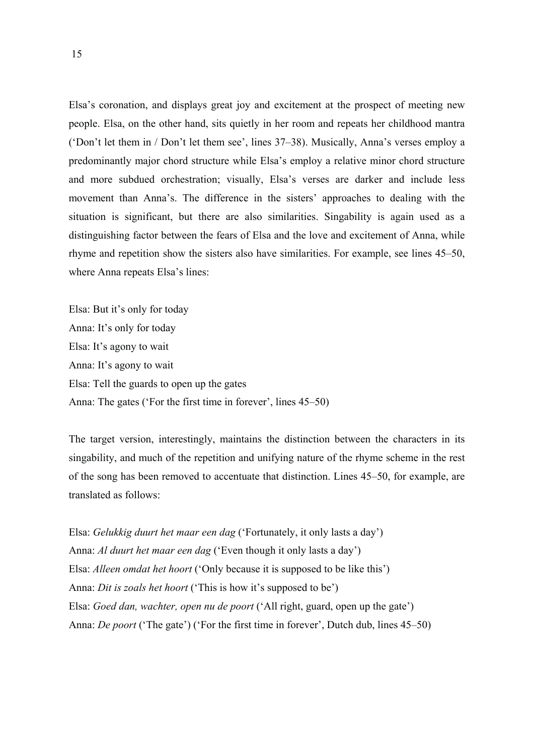Elsa's coronation, and displays great joy and excitement at the prospect of meeting new people. Elsa, on the other hand, sits quietly in her room and repeats her childhood mantra ('Don't let them in / Don't let them see', lines 37–38). Musically, Anna's verses employ a predominantly major chord structure while Elsa's employ a relative minor chord structure and more subdued orchestration; visually, Elsa's verses are darker and include less movement than Anna's. The difference in the sisters' approaches to dealing with the situation is significant, but there are also similarities. Singability is again used as a distinguishing factor between the fears of Elsa and the love and excitement of Anna, while rhyme and repetition show the sisters also have similarities. For example, see lines 45–50, where Anna repeats Elsa's lines:

Elsa: But it's only for today  
Anna: It's only for today  
Elsa: It's agony to wait  
Anna: It's agony to wait  
Elsa: Tell the guards to open up the gates  
Anna: The gates ('For the first time in forever', lines 45–50)

The target version, interestingly, maintains the distinction between the characters in its singability, and much of the repetition and unifying nature of the rhyme scheme in the rest of the song has been removed to accentuate that distinction. Lines 45–50, for example, are translated as follows:

Elsa: *Gelukkig duurt het maar een dag* ('Fortunately, it only lasts a day')  
Anna: *Al duurt het maar een dag* ('Even though it only lasts a day')  
Elsa: *Alleen omdat het hoort* ('Only because it is supposed to be like this')  
Anna: *Dit is zoals het hoort* ('This is how it's supposed to be')  
Elsa: *Goed dan, wachter, open nu de poort* ('All right, guard, open up the gate')  
Anna: *De poort* ('The gate') ('For the first time in forever', Dutch dub, lines 45–50)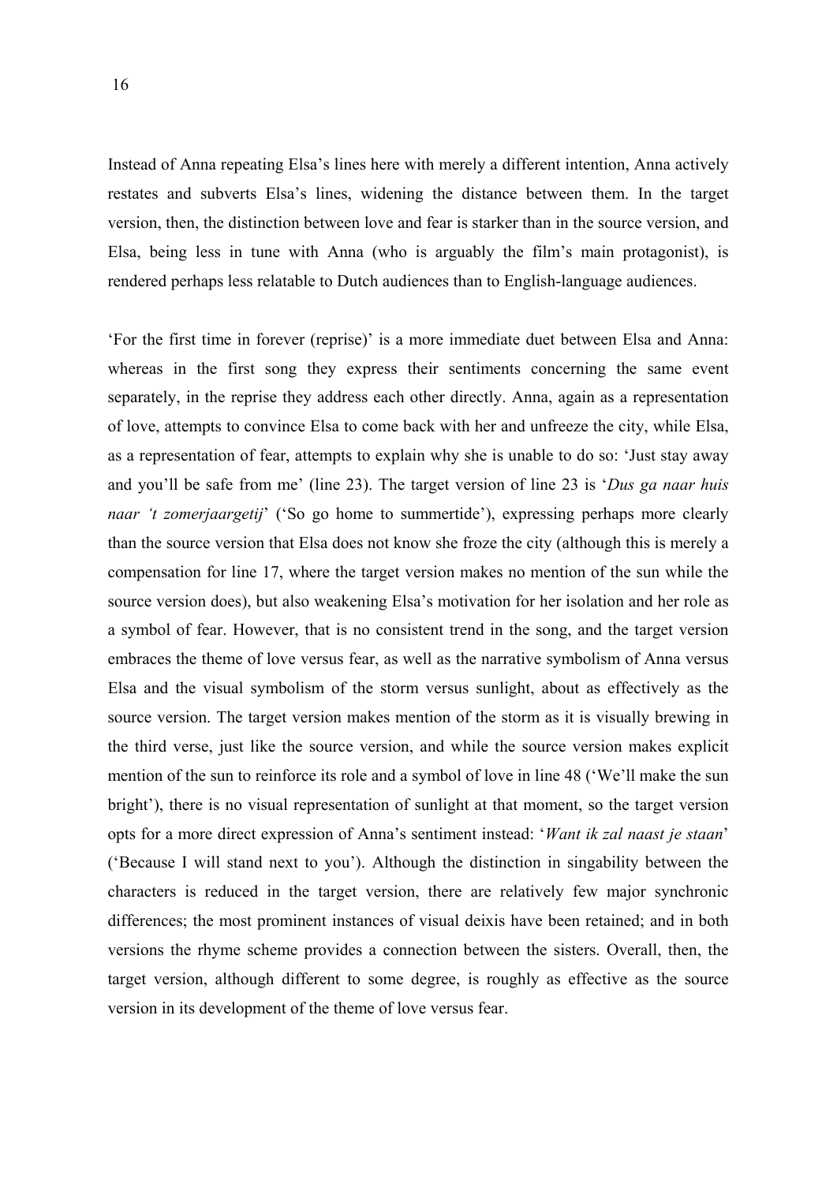Instead of Anna repeating Elsa's lines here with merely a different intention, Anna actively restates and subverts Elsa's lines, widening the distance between them. In the target version, then, the distinction between love and fear is starker than in the source version, and Elsa, being less in tune with Anna (who is arguably the film's main protagonist), is rendered perhaps less relatable to Dutch audiences than to English-language audiences.

'For the first time in forever (reprise)' is a more immediate duet between Elsa and Anna: whereas in the first song they express their sentiments concerning the same event separately, in the reprise they address each other directly. Anna, again as a representation of love, attempts to convince Elsa to come back with her and unfreeze the city, while Elsa, as a representation of fear, attempts to explain why she is unable to do so: 'Just stay away and you'll be safe from me' (line 23). The target version of line 23 is '*Dus ga naar huis naar 't zomerjaargetij*' ('So go home to summertide'), expressing perhaps more clearly than the source version that Elsa does not know she froze the city (although this is merely a compensation for line 17, where the target version makes no mention of the sun while the source version does), but also weakening Elsa's motivation for her isolation and her role as a symbol of fear. However, that is no consistent trend in the song, and the target version embraces the theme of love versus fear, as well as the narrative symbolism of Anna versus Elsa and the visual symbolism of the storm versus sunlight, about as effectively as the source version. The target version makes mention of the storm as it is visually brewing in the third verse, just like the source version, and while the source version makes explicit mention of the sun to reinforce its role and a symbol of love in line 48 ('We'll make the sun bright'), there is no visual representation of sunlight at that moment, so the target version opts for a more direct expression of Anna's sentiment instead: '*Want ik zal naast je staan*' ('Because I will stand next to you'). Although the distinction in singability between the characters is reduced in the target version, there are relatively few major synchronic differences; the most prominent instances of visual deixis have been retained; and in both versions the rhyme scheme provides a connection between the sisters. Overall, then, the target version, although different to some degree, is roughly as effective as the source version in its development of the theme of love versus fear.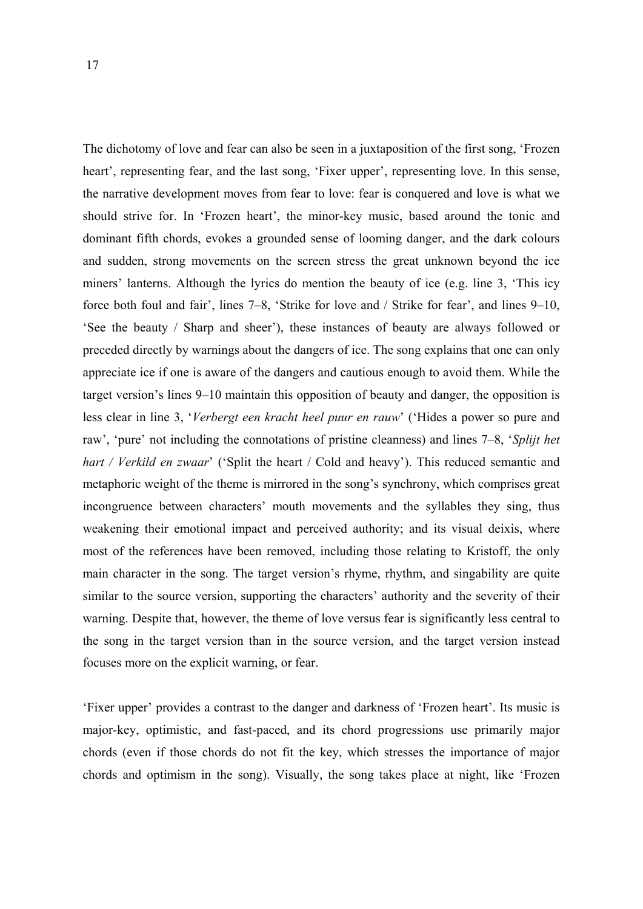The dichotomy of love and fear can also be seen in a juxtaposition of the first song, 'Frozen heart', representing fear, and the last song, 'Fixer upper', representing love. In this sense, the narrative development moves from fear to love: fear is conquered and love is what we should strive for. In 'Frozen heart', the minor-key music, based around the tonic and dominant fifth chords, evokes a grounded sense of looming danger, and the dark colours and sudden, strong movements on the screen stress the great unknown beyond the ice miners' lanterns. Although the lyrics do mention the beauty of ice (e.g. line 3, 'This icy force both foul and fair', lines 7–8, 'Strike for love and / Strike for fear', and lines 9–10, 'See the beauty / Sharp and sheer'), these instances of beauty are always followed or preceded directly by warnings about the dangers of ice. The song explains that one can only appreciate ice if one is aware of the dangers and cautious enough to avoid them. While the target version's lines 9–10 maintain this opposition of beauty and danger, the opposition is less clear in line 3, '*Verbergt een kracht heel puur en rauw*' ('Hides a power so pure and raw', 'pure' not including the connotations of pristine cleanness) and lines 7–8, '*Splijt het hart / Verkild en zwaar*' ('Split the heart / Cold and heavy'). This reduced semantic and metaphoric weight of the theme is mirrored in the song's synchrony, which comprises great incongruence between characters' mouth movements and the syllables they sing, thus weakening their emotional impact and perceived authority; and its visual deixis, where most of the references have been removed, including those relating to Kristoff, the only main character in the song. The target version's rhyme, rhythm, and singability are quite similar to the source version, supporting the characters' authority and the severity of their warning. Despite that, however, the theme of love versus fear is significantly less central to the song in the target version than in the source version, and the target version instead focuses more on the explicit warning, or fear.

'Fixer upper' provides a contrast to the danger and darkness of 'Frozen heart'. Its music is major-key, optimistic, and fast-paced, and its chord progressions use primarily major chords (even if those chords do not fit the key, which stresses the importance of major chords and optimism in the song). Visually, the song takes place at night, like 'Frozen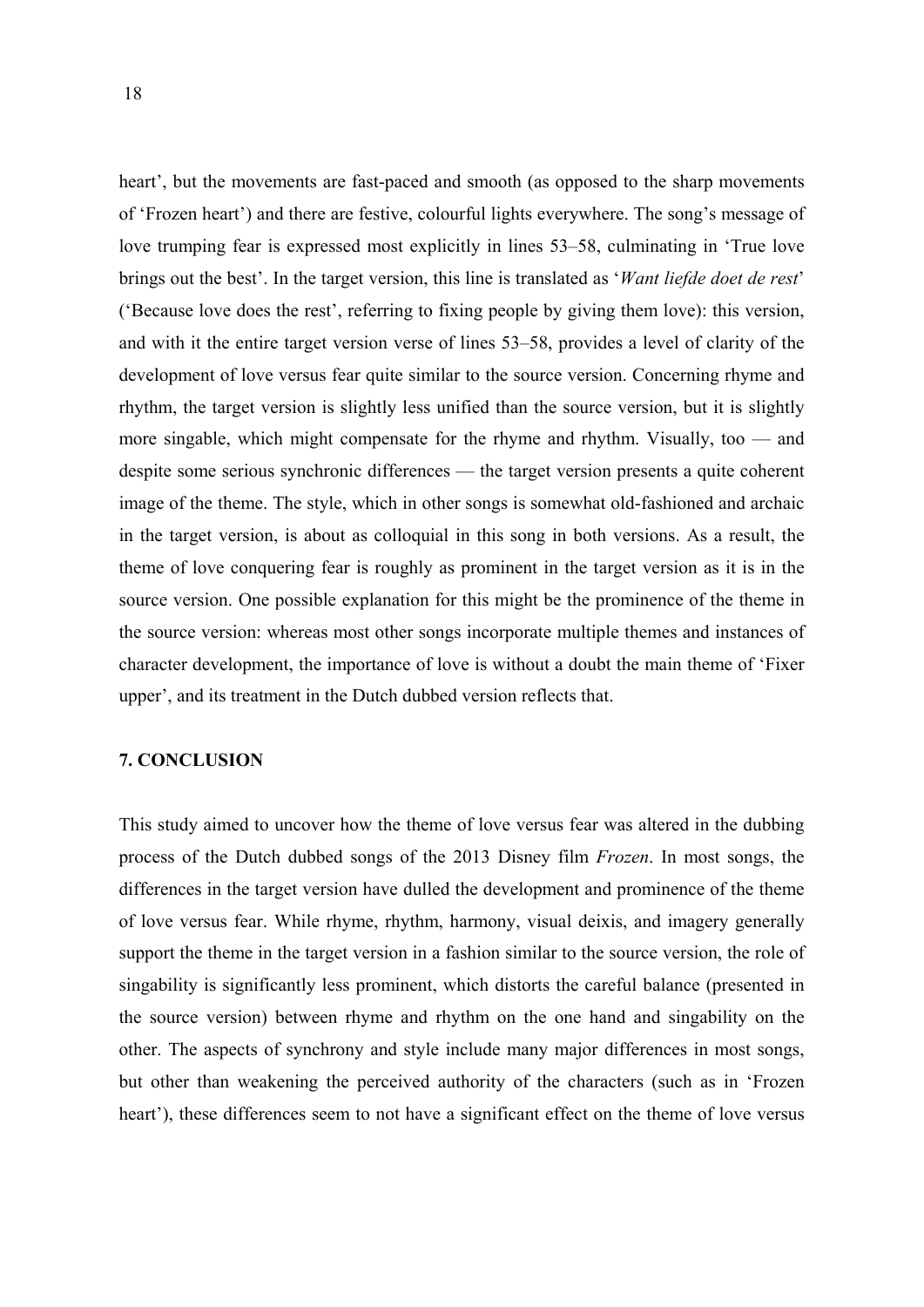heart', but the movements are fast-paced and smooth (as opposed to the sharp movements of 'Frozen heart') and there are festive, colourful lights everywhere. The song's message of love trumping fear is expressed most explicitly in lines 53–58, culminating in 'True love brings out the best'. In the target version, this line is translated as '*Want liefde doet de rest*' ('Because love does the rest', referring to fixing people by giving them love): this version, and with it the entire target version verse of lines 53–58, provides a level of clarity of the development of love versus fear quite similar to the source version. Concerning rhyme and rhythm, the target version is slightly less unified than the source version, but it is slightly more singable, which might compensate for the rhyme and rhythm. Visually, too — and despite some serious synchronic differences — the target version presents a quite coherent image of the theme. The style, which in other songs is somewhat old-fashioned and archaic in the target version, is about as colloquial in this song in both versions. As a result, the theme of love conquering fear is roughly as prominent in the target version as it is in the source version. One possible explanation for this might be the prominence of the theme in the source version: whereas most other songs incorporate multiple themes and instances of character development, the importance of love is without a doubt the main theme of 'Fixer upper', and its treatment in the Dutch dubbed version reflects that.

## 7. CONCLUSION

This study aimed to uncover how the theme of love versus fear was altered in the dubbing process of the Dutch dubbed songs of the 2013 Disney film *Frozen*. In most songs, the differences in the target version have dulled the development and prominence of the theme of love versus fear. While rhyme, rhythm, harmony, visual deixis, and imagery generally support the theme in the target version in a fashion similar to the source version, the role of singability is significantly less prominent, which distorts the careful balance (presented in the source version) between rhyme and rhythm on the one hand and singability on the other. The aspects of synchrony and style include many major differences in most songs, but other than weakening the perceived authority of the characters (such as in 'Frozen heart'), these differences seem to not have a significant effect on the theme of love versus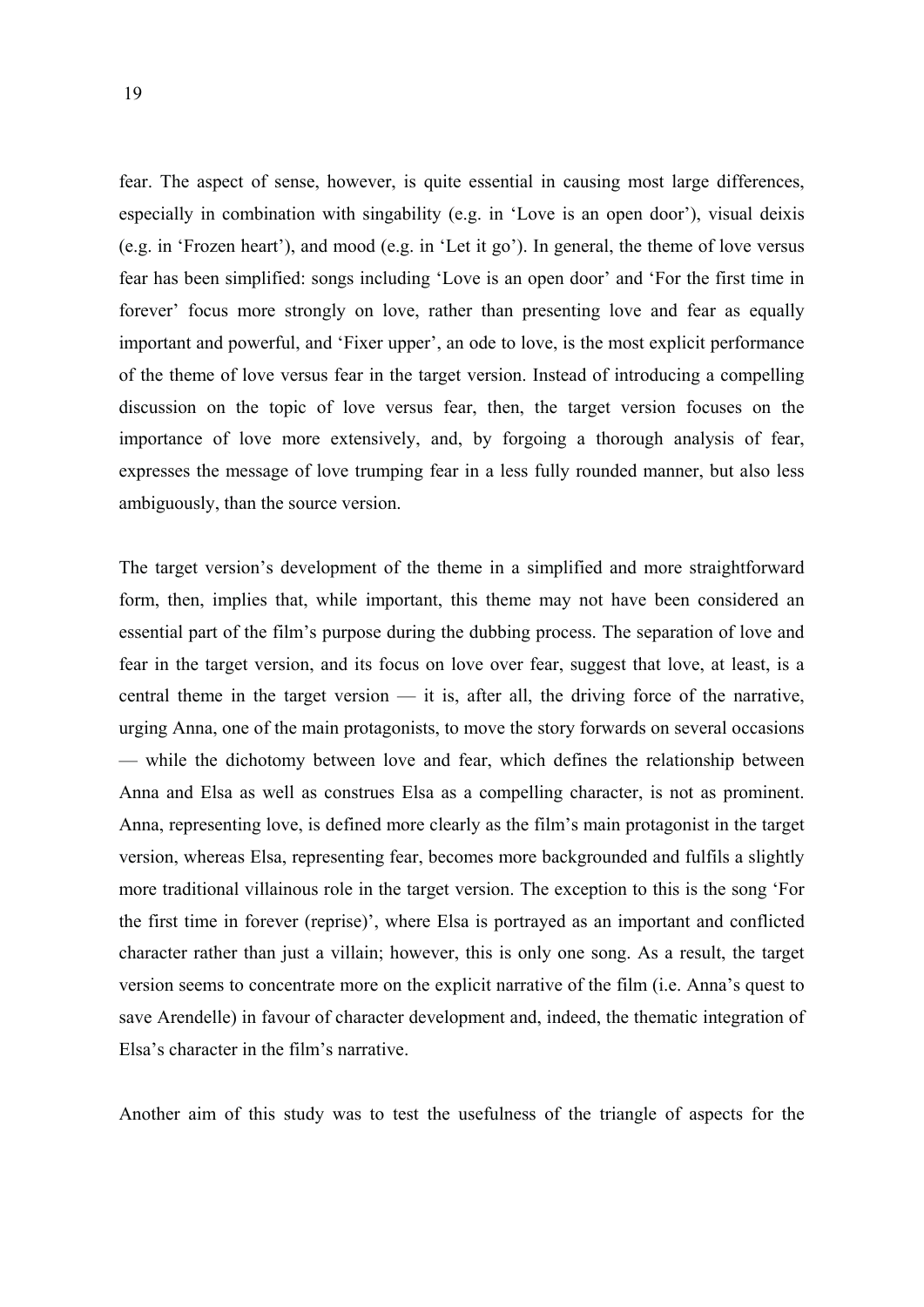fear. The aspect of sense, however, is quite essential in causing most large differences, especially in combination with singability (e.g. in 'Love is an open door'), visual deixis (e.g. in 'Frozen heart'), and mood (e.g. in 'Let it go'). In general, the theme of love versus fear has been simplified: songs including 'Love is an open door' and 'For the first time in forever' focus more strongly on love, rather than presenting love and fear as equally important and powerful, and 'Fixer upper', an ode to love, is the most explicit performance of the theme of love versus fear in the target version. Instead of introducing a compelling discussion on the topic of love versus fear, then, the target version focuses on the importance of love more extensively, and, by forgoing a thorough analysis of fear, expresses the message of love trumping fear in a less fully rounded manner, but also less ambiguously, than the source version.

The target version's development of the theme in a simplified and more straightforward form, then, implies that, while important, this theme may not have been considered an essential part of the film's purpose during the dubbing process. The separation of love and fear in the target version, and its focus on love over fear, suggest that love, at least, is a central theme in the target version — it is, after all, the driving force of the narrative, urging Anna, one of the main protagonists, to move the story forwards on several occasions — while the dichotomy between love and fear, which defines the relationship between Anna and Elsa as well as construes Elsa as a compelling character, is not as prominent. Anna, representing love, is defined more clearly as the film's main protagonist in the target version, whereas Elsa, representing fear, becomes more backgrounded and fulfils a slightly more traditional villainous role in the target version. The exception to this is the song 'For the first time in forever (reprise)', where Elsa is portrayed as an important and conflicted character rather than just a villain; however, this is only one song. As a result, the target version seems to concentrate more on the explicit narrative of the film (i.e. Anna's quest to save Arendelle) in favour of character development and, indeed, the thematic integration of Elsa's character in the film's narrative.

Another aim of this study was to test the usefulness of the triangle of aspects for the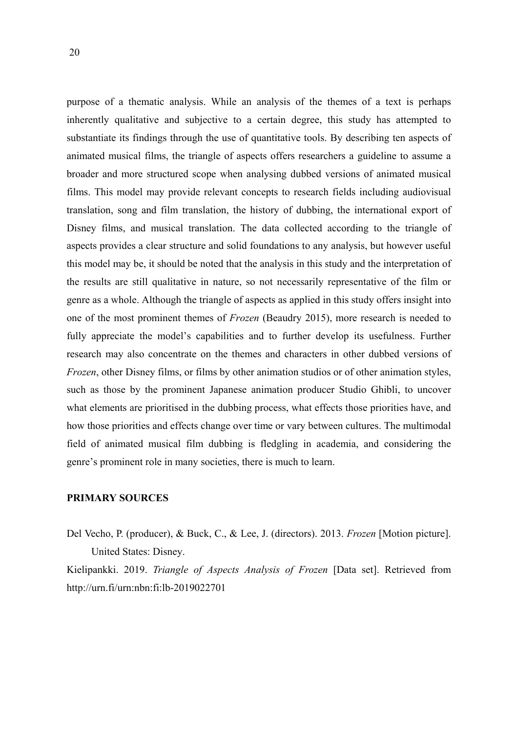purpose of a thematic analysis. While an analysis of the themes of a text is perhaps inherently qualitative and subjective to a certain degree, this study has attempted to substantiate its findings through the use of quantitative tools. By describing ten aspects of animated musical films, the triangle of aspects offers researchers a guideline to assume a broader and more structured scope when analysing dubbed versions of animated musical films. This model may provide relevant concepts to research fields including audiovisual translation, song and film translation, the history of dubbing, the international export of Disney films, and musical translation. The data collected according to the triangle of aspects provides a clear structure and solid foundations to any analysis, but however useful this model may be, it should be noted that the analysis in this study and the interpretation of the results are still qualitative in nature, so not necessarily representative of the film or genre as a whole. Although the triangle of aspects as applied in this study offers insight into one of the most prominent themes of *Frozen* (Beaudry 2015), more research is needed to fully appreciate the model's capabilities and to further develop its usefulness. Further research may also concentrate on the themes and characters in other dubbed versions of *Frozen*, other Disney films, or films by other animation studios or of other animation styles, such as those by the prominent Japanese animation producer Studio Ghibli, to uncover what elements are prioritised in the dubbing process, what effects those priorities have, and how those priorities and effects change over time or vary between cultures. The multimodal field of animated musical film dubbing is fledgling in academia, and considering the genre's prominent role in many societies, there is much to learn.

## PRIMARY SOURCES

Del Vecho, P. (producer), & Buck, C., & Lee, J. (directors). 2013. *Frozen* [Motion picture]. United States: Disney.

Kielipankki. 2019. *Triangle of Aspects Analysis of Frozen* [Data set]. Retrieved from http://urn.fi/urn:nbn:fi:lb-2019022701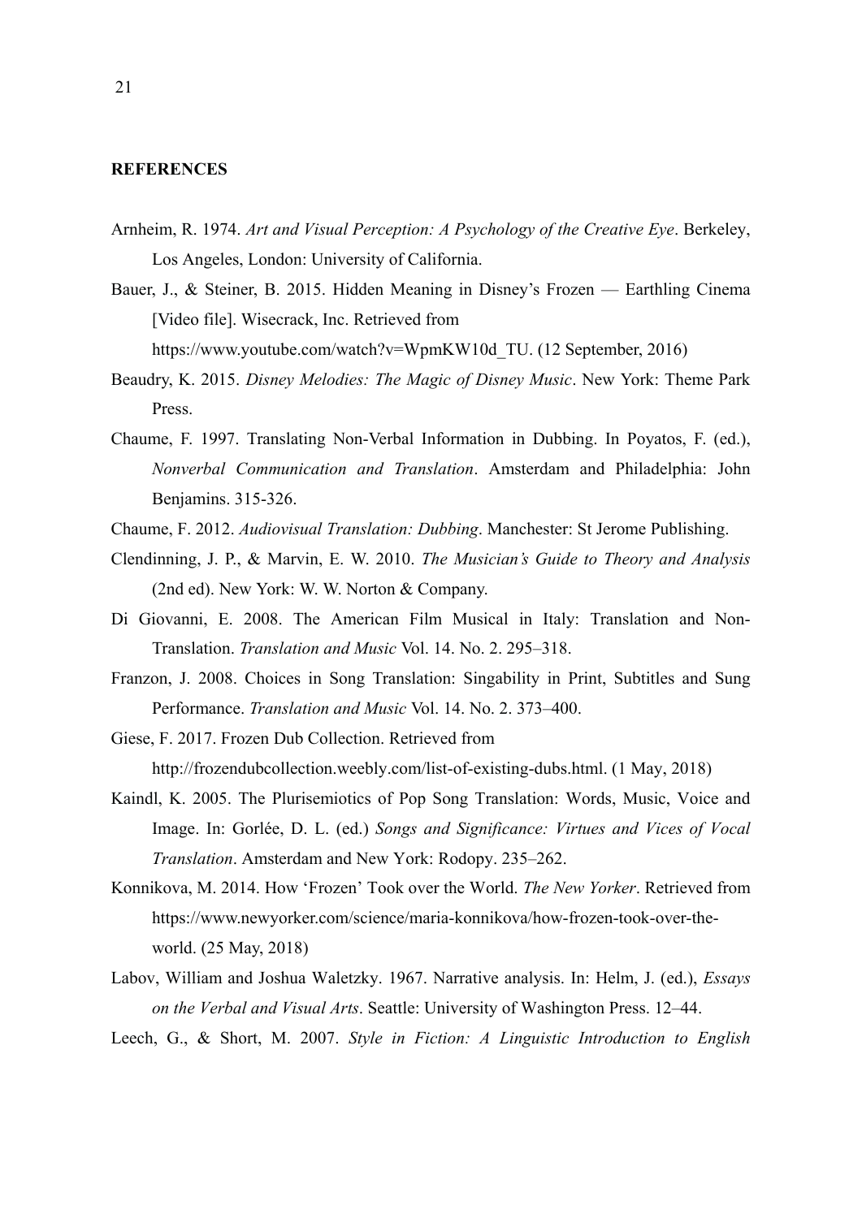## REFERENCES

Arnheim, R. 1974. *Art and Visual Perception: A Psychology of the Creative Eye*. Berkeley, Los Angeles, London: University of California.

Bauer, J., & Steiner, B. 2015. Hidden Meaning in Disney's Frozen — Earthling Cinema [Video file]. Wisecrack, Inc. Retrieved from https://www.youtube.com/watch?v=WpmKW10d_TU. (12 September, 2016)

Beaudry, K. 2015. *Disney Melodies: The Magic of Disney Music*. New York: Theme Park Press.

Chaume, F. 1997. Translating Non-Verbal Information in Dubbing. In Poyatos, F. (ed.), *Nonverbal Communication and Translation*. Amsterdam and Philadelphia: John Benjamins. 315-326.

Chaume, F. 2012. *Audiovisual Translation: Dubbing*. Manchester: St Jerome Publishing.

Clendinning, J. P., & Marvin, E. W. 2010. *The Musician's Guide to Theory and Analysis* (2nd ed). New York: W. W. Norton & Company.

Di Giovanni, E. 2008. The American Film Musical in Italy: Translation and Non-Translation. *Translation and Music* Vol. 14. No. 2. 295–318.

Franzon, J. 2008. Choices in Song Translation: Singability in Print, Subtitles and Sung Performance. *Translation and Music* Vol. 14. No. 2. 373–400.

Giese, F. 2017. Frozen Dub Collection. Retrieved from http://frozendubcollection.weebly.com/list-of-existing-dubs.html. (1 May, 2018)

Kaindl, K. 2005. The Plurisemiotics of Pop Song Translation: Words, Music, Voice and Image. In: Gorlée, D. L. (ed.) *Songs and Significance: Virtues and Vices of Vocal Translation*. Amsterdam and New York: Rodopy. 235–262.

Konnikova, M. 2014. How 'Frozen' Took over the World. *The New Yorker*. Retrieved from https://www.newyorker.com/science/maria-konnikova/how-frozen-took-over-the-world. (25 May, 2018)

Labov, William and Joshua Waletzky. 1967. Narrative analysis. In: Helm, J. (ed.), *Essays on the Verbal and Visual Arts*. Seattle: University of Washington Press. 12–44.

Leech, G., & Short, M. 2007. *Style in Fiction: A Linguistic Introduction to English*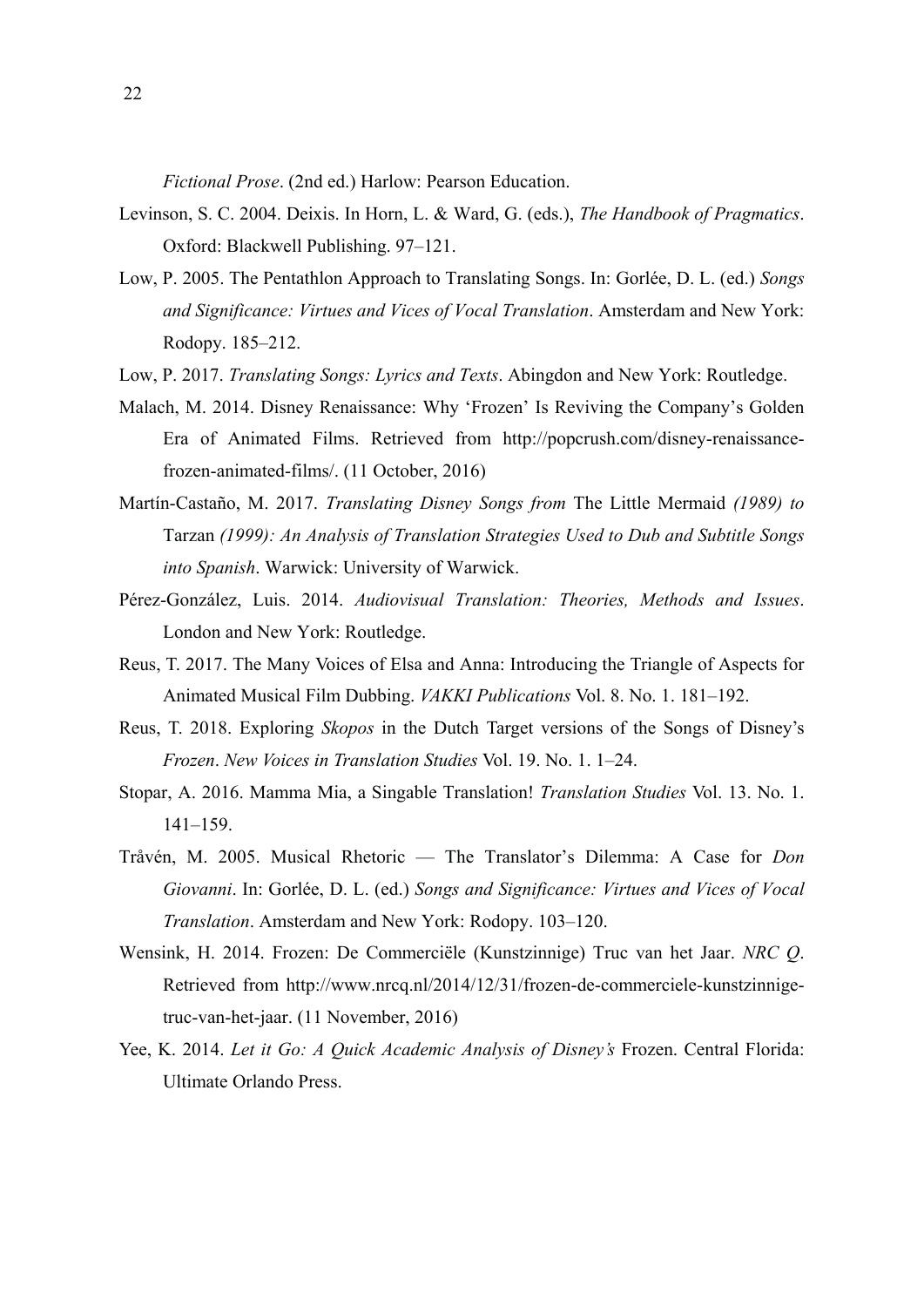*Fictional Prose*. (2nd ed.) Harlow: Pearson Education.

Levinson, S. C. 2004. Deixis. In Horn, L. & Ward, G. (eds.), *The Handbook of Pragmatics*. Oxford: Blackwell Publishing. 97–121.

Low, P. 2005. The Pentathlon Approach to Translating Songs. In: Gorlée, D. L. (ed.) *Songs and Significance: Virtues and Vices of Vocal Translation*. Amsterdam and New York: Rodopy. 185–212.

Low, P. 2017. *Translating Songs: Lyrics and Texts*. Abingdon and New York: Routledge.

Malach, M. 2014. Disney Renaissance: Why 'Frozen' Is Reviving the Company's Golden Era of Animated Films. Retrieved from http://popcrush.com/disney-renaissance-frozen-animated-films/. (11 October, 2016)

Martín-Castaño, M. 2017. *Translating Disney Songs from* The Little Mermaid *(1989) to* Tarzan *(1999): An Analysis of Translation Strategies Used to Dub and Subtitle Songs into Spanish*. Warwick: University of Warwick.

Pérez-González, Luis. 2014. *Audiovisual Translation: Theories, Methods and Issues*. London and New York: Routledge.

Reus, T. 2017. The Many Voices of Elsa and Anna: Introducing the Triangle of Aspects for Animated Musical Film Dubbing. *VAKKI Publications* Vol. 8. No. 1. 181–192.

Reus, T. 2018. Exploring *Skopos* in the Dutch Target versions of the Songs of Disney's *Frozen*. *New Voices in Translation Studies* Vol. 19. No. 1. 1–24.

Stopar, A. 2016. Mamma Mia, a Singable Translation! *Translation Studies* Vol. 13. No. 1. 141–159.

Tråvén, M. 2005. Musical Rhetoric — The Translator's Dilemma: A Case for *Don Giovanni*. In: Gorlée, D. L. (ed.) *Songs and Significance: Virtues and Vices of Vocal Translation*. Amsterdam and New York: Rodopy. 103–120.

Wensink, H. 2014. Frozen: De Commerciële (Kunstzinnige) Truc van het Jaar. *NRC Q*. Retrieved from http://www.nrcq.nl/2014/12/31/frozen-de-commerciele-kunstzinnige-truc-van-het-jaar. (11 November, 2016)

Yee, K. 2014. *Let it Go: A Quick Academic Analysis of Disney's* Frozen. Central Florida: Ultimate Orlando Press.